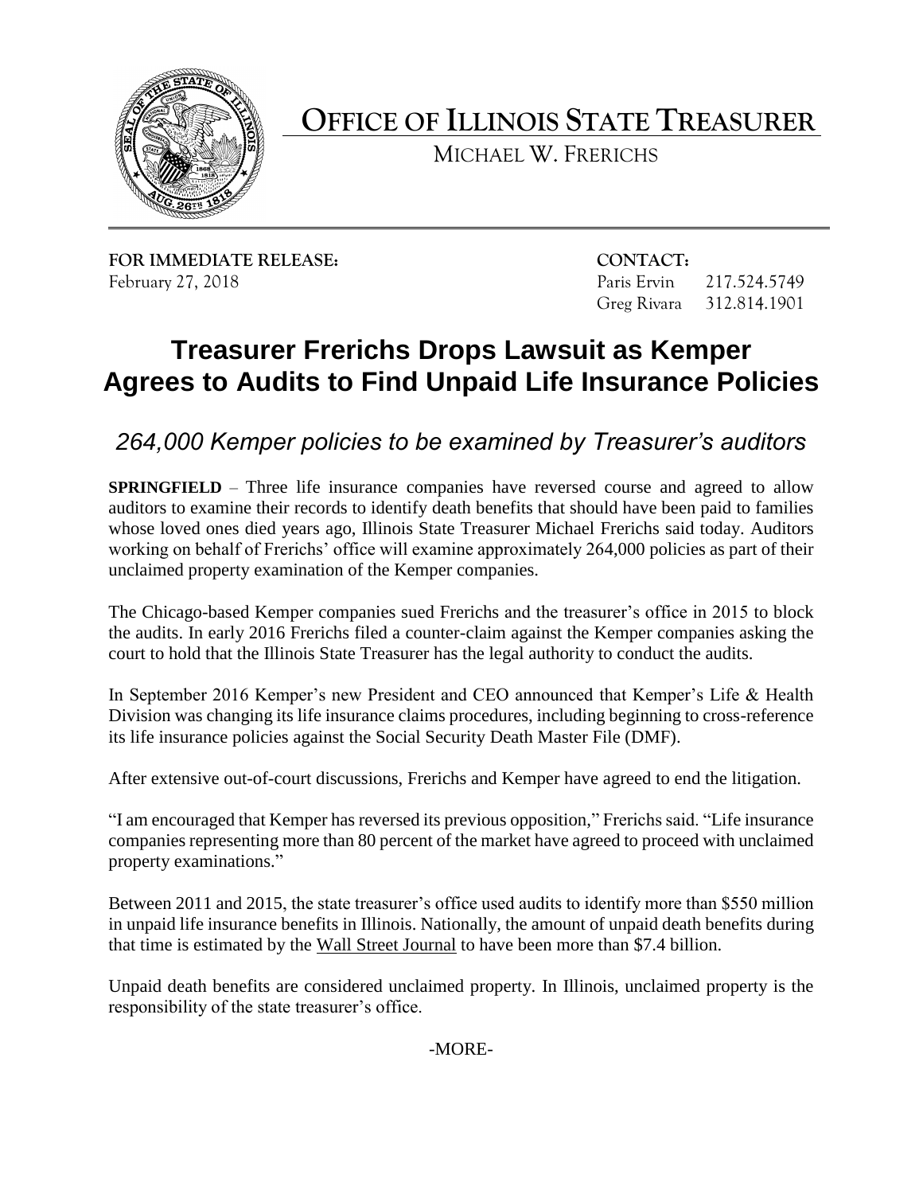# OFFICE OF ILLINOIS STATE TREASURER

MICHAEL W. FRERICHS

**FOR IMMEDIATE RELEASE:**
February 27, 2018

**CONTACT:**
Paris Ervin 217.524.5749
Greg Rivara 312.814.1901

## Treasurer Frerichs Drops Lawsuit as Kemper Agrees to Audits to Find Unpaid Life Insurance Policies

### *264,000 Kemper policies to be examined by Treasurer's auditors*

**SPRINGFIELD** – Three life insurance companies have reversed course and agreed to allow auditors to examine their records to identify death benefits that should have been paid to families whose loved ones died years ago, Illinois State Treasurer Michael Frerichs said today. Auditors working on behalf of Frerichs' office will examine approximately 264,000 policies as part of their unclaimed property examination of the Kemper companies.

The Chicago-based Kemper companies sued Frerichs and the treasurer's office in 2015 to block the audits. In early 2016 Frerichs filed a counter-claim against the Kemper companies asking the court to hold that the Illinois State Treasurer has the legal authority to conduct the audits.

In September 2016 Kemper's new President and CEO announced that Kemper's Life & Health Division was changing its life insurance claims procedures, including beginning to cross-reference its life insurance policies against the Social Security Death Master File (DMF).

After extensive out-of-court discussions, Frerichs and Kemper have agreed to end the litigation.

"I am encouraged that Kemper has reversed its previous opposition," Frerichs said. "Life insurance companies representing more than 80 percent of the market have agreed to proceed with unclaimed property examinations."

Between 2011 and 2015, the state treasurer's office used audits to identify more than $550 million in unpaid life insurance benefits in Illinois. Nationally, the amount of unpaid death benefits during that time is estimated by the Wall Street Journal to have been more than $7.4 billion.

Unpaid death benefits are considered unclaimed property. In Illinois, unclaimed property is the responsibility of the state treasurer's office.

-MORE-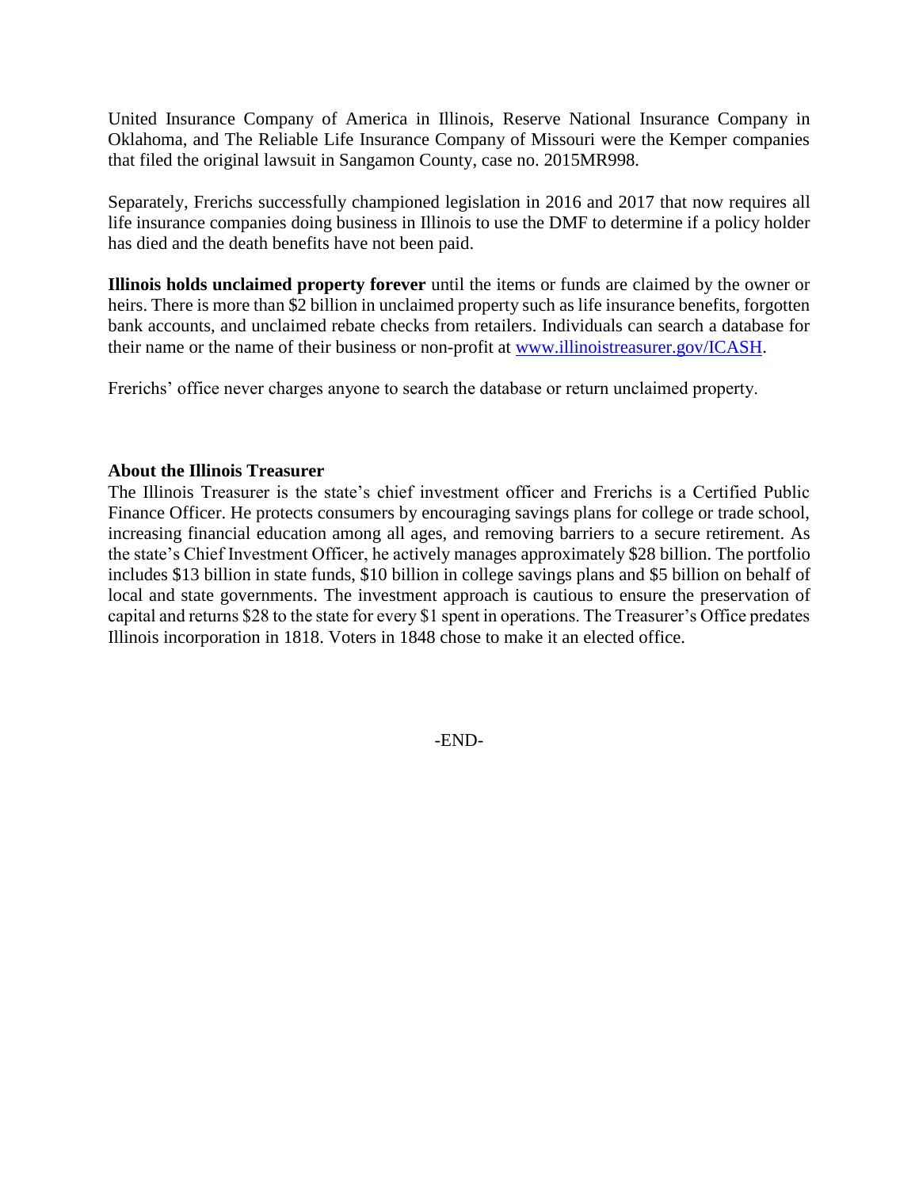United Insurance Company of America in Illinois, Reserve National Insurance Company in Oklahoma, and The Reliable Life Insurance Company of Missouri were the Kemper companies that filed the original lawsuit in Sangamon County, case no. 2015MR998.

Separately, Frerichs successfully championed legislation in 2016 and 2017 that now requires all life insurance companies doing business in Illinois to use the DMF to determine if a policy holder has died and the death benefits have not been paid.

**Illinois holds unclaimed property forever** until the items or funds are claimed by the owner or heirs. There is more than $2 billion in unclaimed property such as life insurance benefits, forgotten bank accounts, and unclaimed rebate checks from retailers. Individuals can search a database for their name or the name of their business or non-profit at [www.illinoistreasurer.gov/ICASH](www.illinoistreasurer.gov/ICASH).

Frerichs' office never charges anyone to search the database or return unclaimed property.

**About the Illinois Treasurer**

The Illinois Treasurer is the state's chief investment officer and Frerichs is a Certified Public Finance Officer. He protects consumers by encouraging savings plans for college or trade school, increasing financial education among all ages, and removing barriers to a secure retirement. As the state's Chief Investment Officer, he actively manages approximately $28 billion. The portfolio includes $13 billion in state funds, $10 billion in college savings plans and $5 billion on behalf of local and state governments. The investment approach is cautious to ensure the preservation of capital and returns $28 to the state for every $1 spent in operations. The Treasurer's Office predates Illinois incorporation in 1818. Voters in 1848 chose to make it an elected office.

-END-